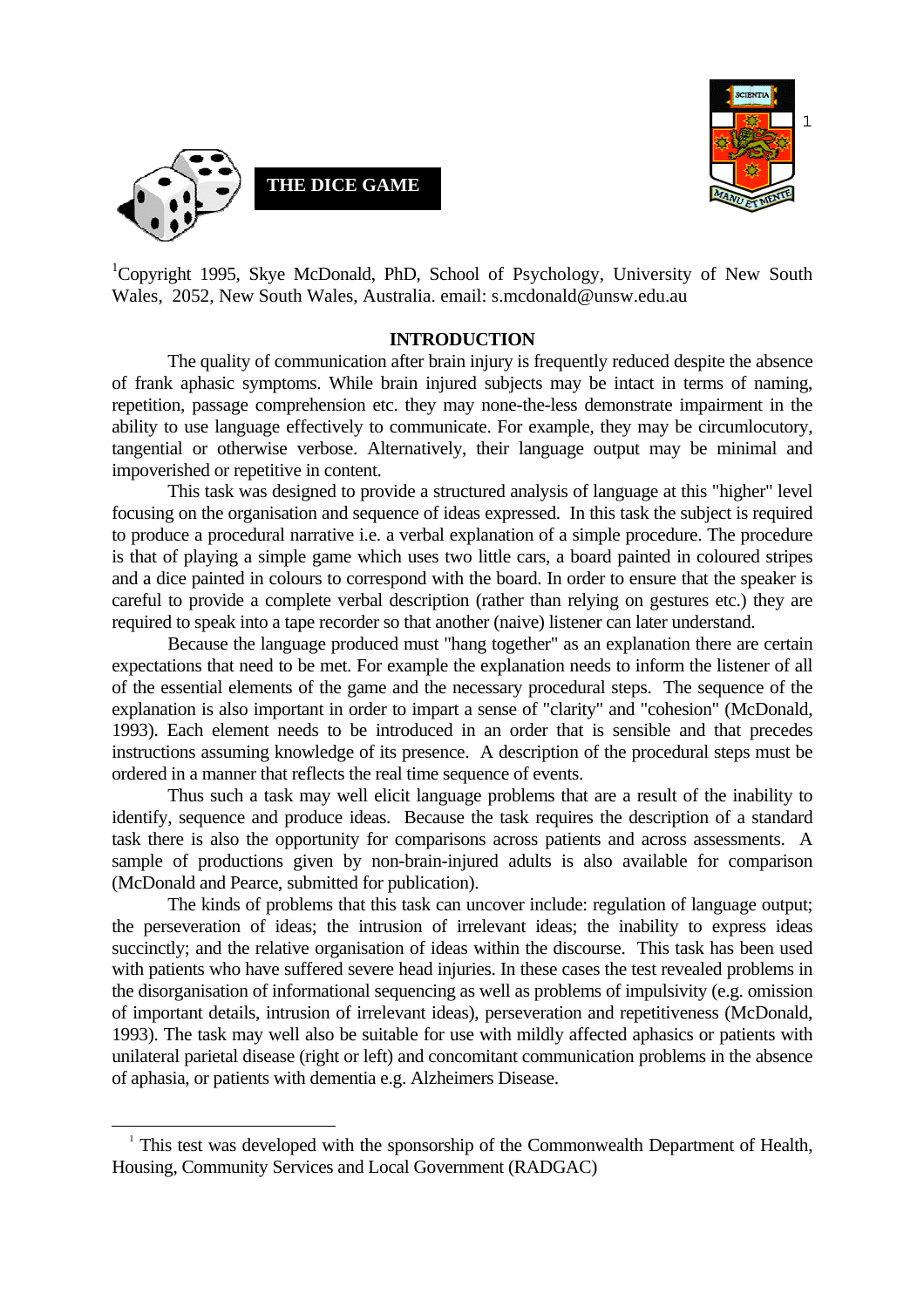# THE DICE GAME

[1]Copyright 1995, Skye McDonald, PhD, School of Psychology, University of New South Wales, 2052, New South Wales, Australia. email: s.mcdonald@unsw.edu.au

## INTRODUCTION

The quality of communication after brain injury is frequently reduced despite the absence of frank aphasic symptoms. While brain injured subjects may be intact in terms of naming, repetition, passage comprehension etc. they may none-the-less demonstrate impairment in the ability to use language effectively to communicate. For example, they may be circumlocutory, tangential or otherwise verbose. Alternatively, their language output may be minimal and impoverished or repetitive in content.

This task was designed to provide a structured analysis of language at this "higher" level focusing on the organisation and sequence of ideas expressed. In this task the subject is required to produce a procedural narrative i.e. a verbal explanation of a simple procedure. The procedure is that of playing a simple game which uses two little cars, a board painted in coloured stripes and a dice painted in colours to correspond with the board. In order to ensure that the speaker is careful to provide a complete verbal description (rather than relying on gestures etc.) they are required to speak into a tape recorder so that another (naive) listener can later understand.

Because the language produced must "hang together" as an explanation there are certain expectations that need to be met. For example the explanation needs to inform the listener of all of the essential elements of the game and the necessary procedural steps. The sequence of the explanation is also important in order to impart a sense of "clarity" and "cohesion" (McDonald, 1993). Each element needs to be introduced in an order that is sensible and that precedes instructions assuming knowledge of its presence. A description of the procedural steps must be ordered in a manner that reflects the real time sequence of events.

Thus such a task may well elicit language problems that are a result of the inability to identify, sequence and produce ideas. Because the task requires the description of a standard task there is also the opportunity for comparisons across patients and across assessments. A sample of productions given by non-brain-injured adults is also available for comparison (McDonald and Pearce, submitted for publication).

The kinds of problems that this task can uncover include: regulation of language output; the perseveration of ideas; the intrusion of irrelevant ideas; the inability to express ideas succinctly; and the relative organisation of ideas within the discourse. This task has been used with patients who have suffered severe head injuries. In these cases the test revealed problems in the disorganisation of informational sequencing as well as problems of impulsivity (e.g. omission of important details, intrusion of irrelevant ideas), perseveration and repetitiveness (McDonald, 1993). The task may well also be suitable for use with mildly affected aphasics or patients with unilateral parietal disease (right or left) and concomitant communication problems in the absence of aphasia, or patients with dementia e.g. Alzheimers Disease.

---

[1] This test was developed with the sponsorship of the Commonwealth Department of Health, Housing, Community Services and Local Government (RADGAC)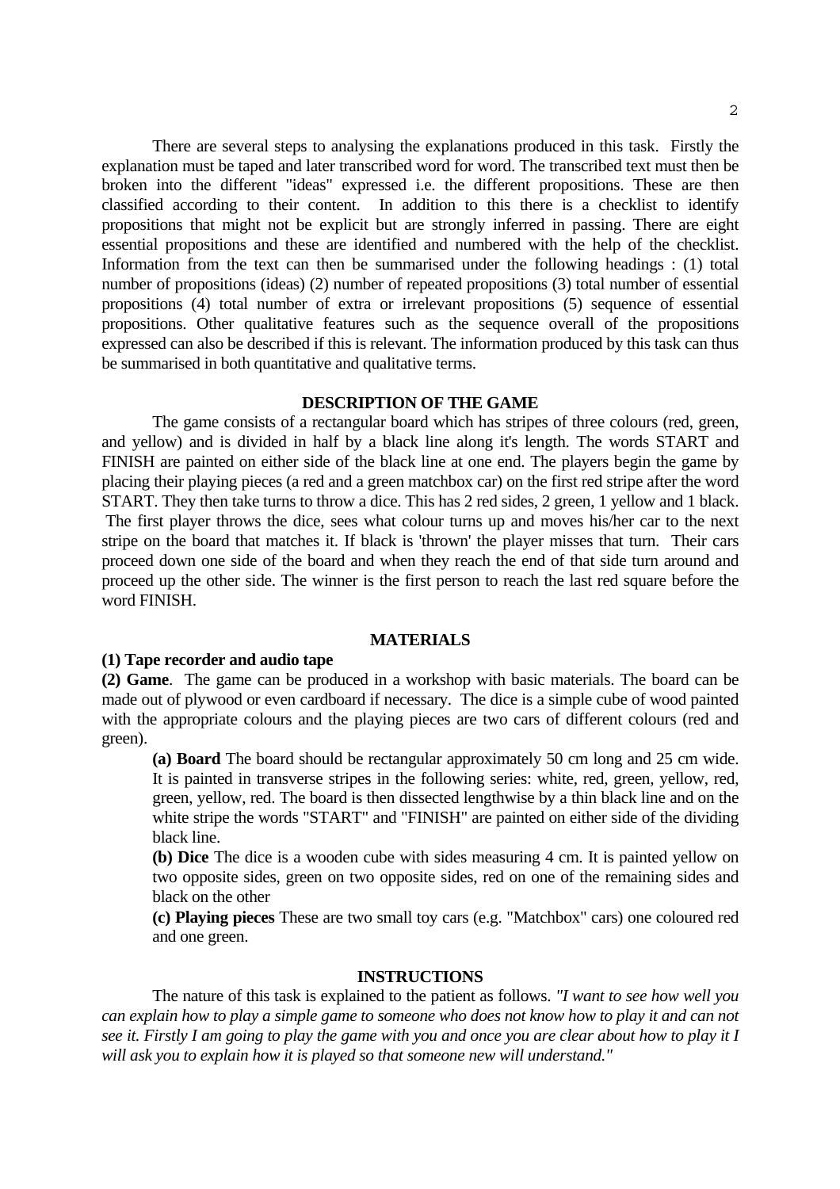There are several steps to analysing the explanations produced in this task. Firstly the explanation must be taped and later transcribed word for word. The transcribed text must then be broken into the different "ideas" expressed i.e. the different propositions. These are then classified according to their content. In addition to this there is a checklist to identify propositions that might not be explicit but are strongly inferred in passing. There are eight essential propositions and these are identified and numbered with the help of the checklist. Information from the text can then be summarised under the following headings : (1) total number of propositions (ideas) (2) number of repeated propositions (3) total number of essential propositions (4) total number of extra or irrelevant propositions (5) sequence of essential propositions. Other qualitative features such as the sequence overall of the propositions expressed can also be described if this is relevant. The information produced by this task can thus be summarised in both quantitative and qualitative terms.

## DESCRIPTION OF THE GAME

The game consists of a rectangular board which has stripes of three colours (red, green, and yellow) and is divided in half by a black line along it's length. The words START and FINISH are painted on either side of the black line at one end. The players begin the game by placing their playing pieces (a red and a green matchbox car) on the first red stripe after the word START. They then take turns to throw a dice. This has 2 red sides, 2 green, 1 yellow and 1 black. The first player throws the dice, sees what colour turns up and moves his/her car to the next stripe on the board that matches it. If black is 'thrown' the player misses that turn. Their cars proceed down one side of the board and when they reach the end of that side turn around and proceed up the other side. The winner is the first person to reach the last red square before the word FINISH.

## MATERIALS

**(1) Tape recorder and audio tape**

**(2) Game**. The game can be produced in a workshop with basic materials. The board can be made out of plywood or even cardboard if necessary. The dice is a simple cube of wood painted with the appropriate colours and the playing pieces are two cars of different colours (red and green).

**(a) Board** The board should be rectangular approximately 50 cm long and 25 cm wide. It is painted in transverse stripes in the following series: white, red, green, yellow, red, green, yellow, red. The board is then dissected lengthwise by a thin black line and on the white stripe the words "START" and "FINISH" are painted on either side of the dividing black line.

**(b) Dice** The dice is a wooden cube with sides measuring 4 cm. It is painted yellow on two opposite sides, green on two opposite sides, red on one of the remaining sides and black on the other

**(c) Playing pieces** These are two small toy cars (e.g. "Matchbox" cars) one coloured red and one green.

## INSTRUCTIONS

The nature of this task is explained to the patient as follows. *"I want to see how well you can explain how to play a simple game to someone who does not know how to play it and can not see it. Firstly I am going to play the game with you and once you are clear about how to play it I will ask you to explain how it is played so that someone new will understand."*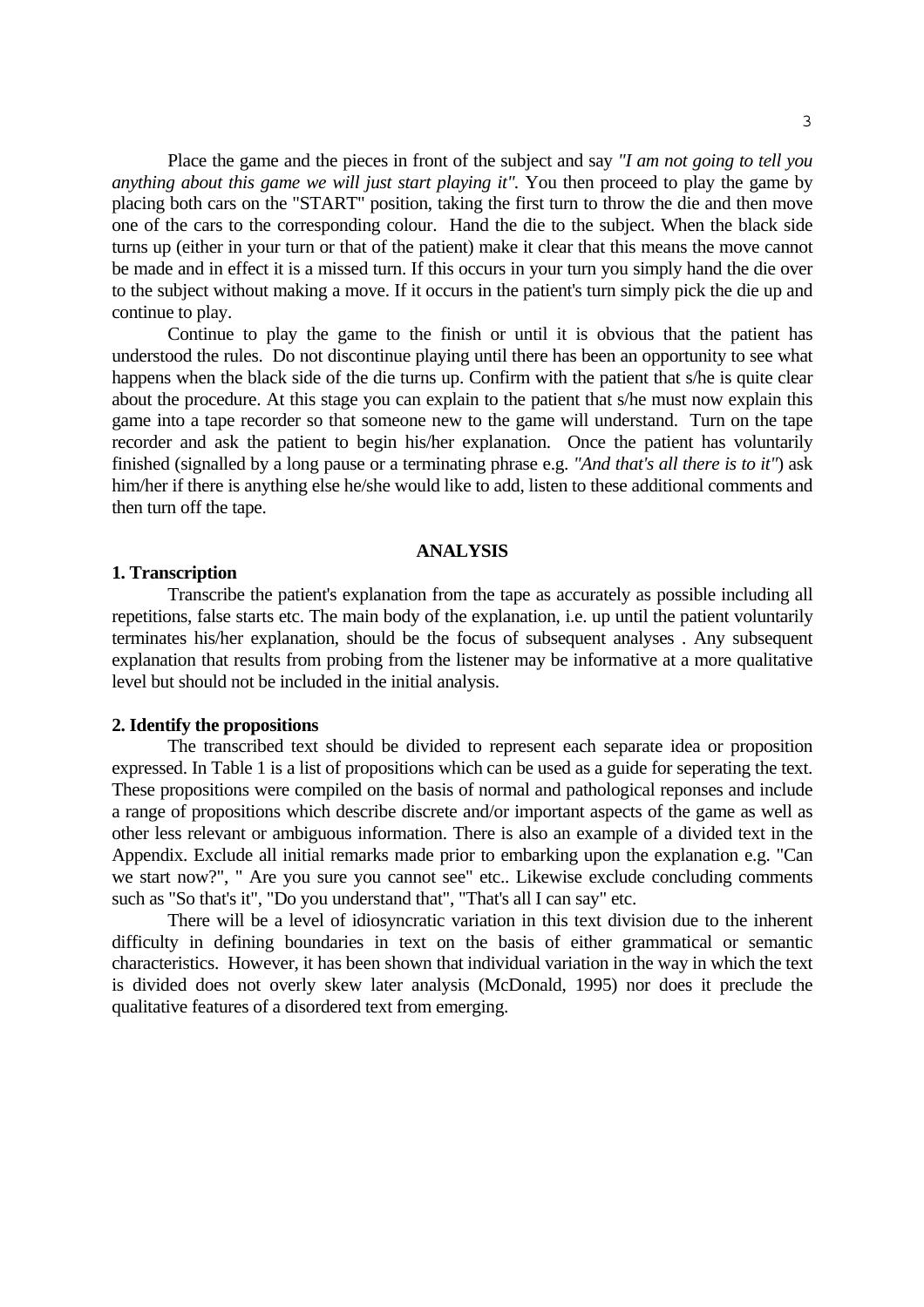Place the game and the pieces in front of the subject and say *"I am not going to tell you anything about this game we will just start playing it".* You then proceed to play the game by placing both cars on the "START" position, taking the first turn to throw the die and then move one of the cars to the corresponding colour. Hand the die to the subject. When the black side turns up (either in your turn or that of the patient) make it clear that this means the move cannot be made and in effect it is a missed turn. If this occurs in your turn you simply hand the die over to the subject without making a move. If it occurs in the patient's turn simply pick the die up and continue to play.

Continue to play the game to the finish or until it is obvious that the patient has understood the rules. Do not discontinue playing until there has been an opportunity to see what happens when the black side of the die turns up. Confirm with the patient that s/he is quite clear about the procedure. At this stage you can explain to the patient that s/he must now explain this game into a tape recorder so that someone new to the game will understand. Turn on the tape recorder and ask the patient to begin his/her explanation. Once the patient has voluntarily finished (signalled by a long pause or a terminating phrase e.g. *"And that's all there is to it"*) ask him/her if there is anything else he/she would like to add, listen to these additional comments and then turn off the tape.

## ANALYSIS

### 1. Transcription

Transcribe the patient's explanation from the tape as accurately as possible including all repetitions, false starts etc. The main body of the explanation, i.e. up until the patient voluntarily terminates his/her explanation, should be the focus of subsequent analyses . Any subsequent explanation that results from probing from the listener may be informative at a more qualitative level but should not be included in the initial analysis.

### 2. Identify the propositions

The transcribed text should be divided to represent each separate idea or proposition expressed. In Table 1 is a list of propositions which can be used as a guide for seperating the text. These propositions were compiled on the basis of normal and pathological reponses and include a range of propositions which describe discrete and/or important aspects of the game as well as other less relevant or ambiguous information. There is also an example of a divided text in the Appendix. Exclude all initial remarks made prior to embarking upon the explanation e.g. "Can we start now?", " Are you sure you cannot see" etc.. Likewise exclude concluding comments such as "So that's it", "Do you understand that", "That's all I can say" etc.

There will be a level of idiosyncratic variation in this text division due to the inherent difficulty in defining boundaries in text on the basis of either grammatical or semantic characteristics. However, it has been shown that individual variation in the way in which the text is divided does not overly skew later analysis (McDonald, 1995) nor does it preclude the qualitative features of a disordered text from emerging.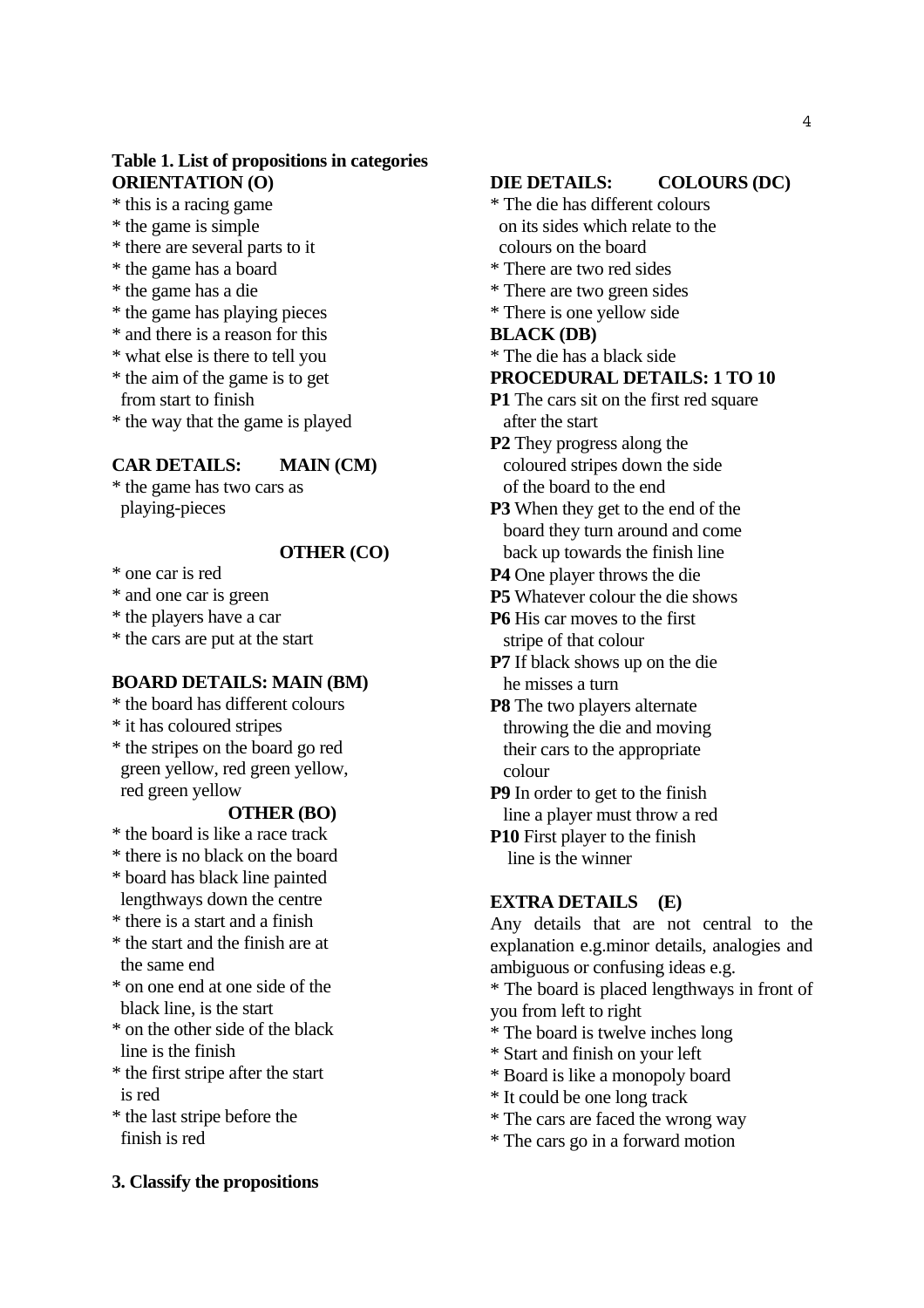**Table 1. List of propositions in categories**

**ORIENTATION (O)**

* this is a racing game
* the game is simple
* there are several parts to it
* the game has a board
* the game has a die
* the game has playing pieces
* and there is a reason for this
* what else is there to tell you
* the aim of the game is to get from start to finish
* the way that the game is played

**CAR DETAILS: MAIN (CM)**

* the game has two cars as playing-pieces

**OTHER (CO)**

* one car is red
* and one car is green
* the players have a car
* the cars are put at the start

**BOARD DETAILS: MAIN (BM)**

* the board has different colours
* it has coloured stripes
* the stripes on the board go red green yellow, red green yellow, red green yellow

**OTHER (BO)**

* the board is like a race track
* there is no black on the board
* board has black line painted lengthways down the centre
* there is a start and a finish
* the start and the finish are at the same end
* on one end at one side of the black line, is the start
* on the other side of the black line is the finish
* the first stripe after the start is red
* the last stripe before the finish is red

**DIE DETAILS: COLOURS (DC)**

* The die has different colours on its sides which relate to the colours on the board
* There are two red sides
* There are two green sides
* There is one yellow side

**BLACK (DB)**

* The die has a black side

**PROCEDURAL DETAILS: 1 TO 10**

**P1** The cars sit on the first red square after the start

**P2** They progress along the coloured stripes down the side of the board to the end

**P3** When they get to the end of the board they turn around and come back up towards the finish line

**P4** One player throws the die

**P5** Whatever colour the die shows

**P6** His car moves to the first stripe of that colour

**P7** If black shows up on the die he misses a turn

**P8** The two players alternate throwing the die and moving their cars to the appropriate colour

**P9** In order to get to the finish line a player must throw a red

**P10** First player to the finish line is the winner

**EXTRA DETAILS (E)**

Any details that are not central to the explanation e.g.minor details, analogies and ambiguous or confusing ideas e.g.

* The board is placed lengthways in front of you from left to right
* The board is twelve inches long
* Start and finish on your left
* Board is like a monopoly board
* It could be one long track
* The cars are faced the wrong way
* The cars go in a forward motion

**3. Classify the propositions**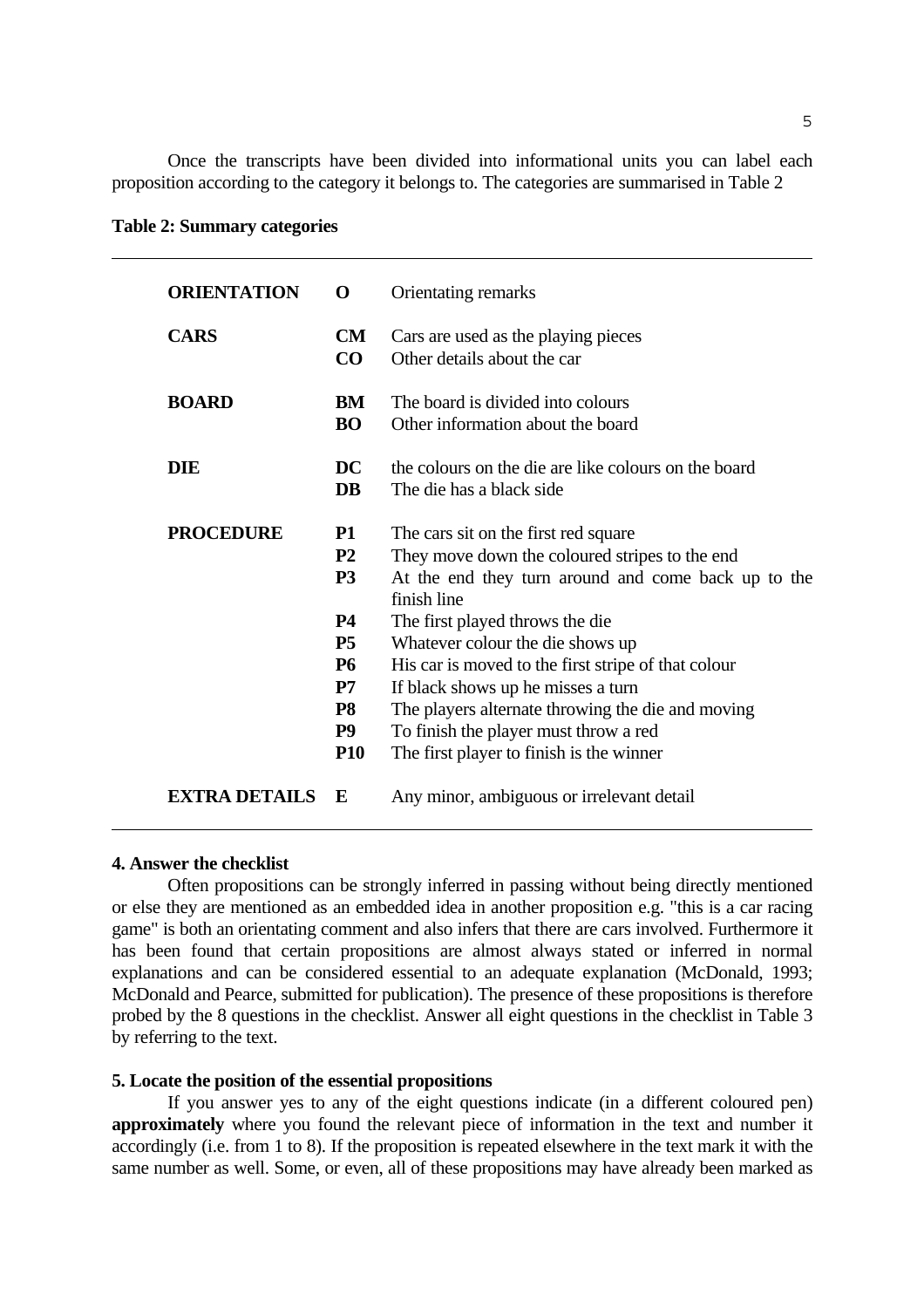Once the transcripts have been divided into informational units you can label each proposition according to the category it belongs to. The categories are summarised in Table 2

**Table 2: Summary categories**

| | | |
|---|---|---|
| **ORIENTATION** | **O** | Orientating remarks |
| **CARS** | **CM** | Cars are used as the playing pieces |
| | **CO** | Other details about the car |
| **BOARD** | **BM** | The board is divided into colours |
| | **BO** | Other information about the board |
| **DIE** | **DC** | the colours on the die are like colours on the board |
| | **DB** | The die has a black side |
| **PROCEDURE** | **P1** | The cars sit on the first red square |
| | **P2** | They move down the coloured stripes to the end |
| | **P3** | At the end they turn around and come back up to the finish line |
| | **P4** | The first played throws the die |
| | **P5** | Whatever colour the die shows up |
| | **P6** | His car is moved to the first stripe of that colour |
| | **P7** | If black shows up he misses a turn |
| | **P8** | The players alternate throwing the die and moving |
| | **P9** | To finish the player must throw a red |
| | **P10** | The first player to finish is the winner |
| **EXTRA DETAILS** | **E** | Any minor, ambiguous or irrelevant detail |

**4. Answer the checklist**

Often propositions can be strongly inferred in passing without being directly mentioned or else they are mentioned as an embedded idea in another proposition e.g. "this is a car racing game" is both an orientating comment and also infers that there are cars involved. Furthermore it has been found that certain propositions are almost always stated or inferred in normal explanations and can be considered essential to an adequate explanation (McDonald, 1993; McDonald and Pearce, submitted for publication). The presence of these propositions is therefore probed by the 8 questions in the checklist. Answer all eight questions in the checklist in Table 3 by referring to the text.

**5. Locate the position of the essential propositions**

If you answer yes to any of the eight questions indicate (in a different coloured pen) **approximately** where you found the relevant piece of information in the text and number it accordingly (i.e. from 1 to 8). If the proposition is repeated elsewhere in the text mark it with the same number as well. Some, or even, all of these propositions may have already been marked as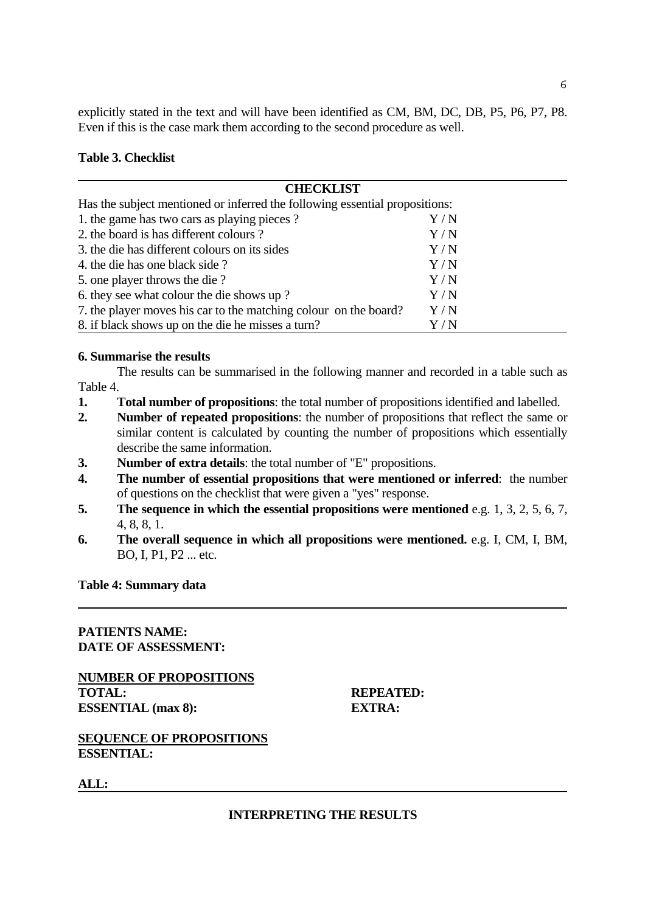explicitly stated in the text and will have been identified as CM, BM, DC, DB, P5, P6, P7, P8. Even if this is the case mark them according to the second procedure as well.

**Table 3. Checklist**

| **CHECKLIST** | |
|---|---|
| Has the subject mentioned or inferred the following essential propositions: | |
| 1. the game has two cars as playing pieces ? | Y / N |
| 2. the board is has different colours ? | Y / N |
| 3. the die has different colours on its sides | Y / N |
| 4. the die has one black side ? | Y / N |
| 5. one player throws the die ? | Y / N |
| 6. they see what colour the die shows up ? | Y / N |
| 7. the player moves his car to the matching colour on the board? | Y / N |
| 8. if black shows up on the die he misses a turn? | Y / N |

**6. Summarise the results**

The results can be summarised in the following manner and recorded in a table such as Table 4.

1. **Total number of propositions**: the total number of propositions identified and labelled.
2. **Number of repeated propositions**: the number of propositions that reflect the same or similar content is calculated by counting the number of propositions which essentially describe the same information.
3. **Number of extra details**: the total number of "E" propositions.
4. **The number of essential propositions that were mentioned or inferred**: the number of questions on the checklist that were given a "yes" response.
5. **The sequence in which the essential propositions were mentioned** e.g. 1, 3, 2, 5, 6, 7, 4, 8, 8, 1.
6. **The overall sequence in which all propositions were mentioned.** e.g. I, CM, I, BM, BO, I, P1, P2 ... etc.

**Table 4: Summary data**

**PATIENTS NAME:**
**DATE OF ASSESSMENT:**

**NUMBER OF PROPOSITIONS**

| | |
|---|---|
| **TOTAL:** | **REPEATED:** |
| **ESSENTIAL (max 8):** | **EXTRA:** |

**SEQUENCE OF PROPOSITIONS**
**ESSENTIAL:**

**ALL:**

## INTERPRETING THE RESULTS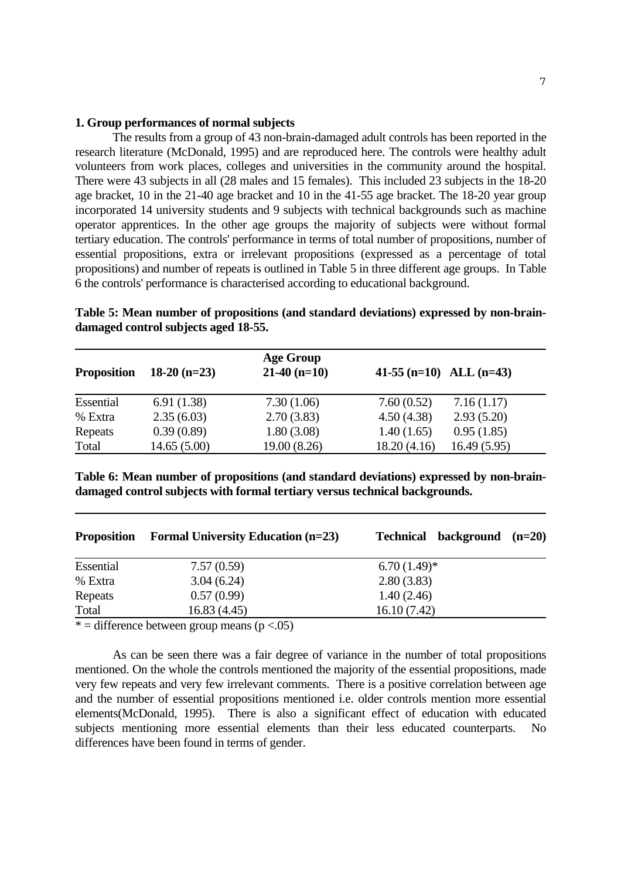**1. Group performances of normal subjects**

The results from a group of 43 non-brain-damaged adult controls has been reported in the research literature (McDonald, 1995) and are reproduced here. The controls were healthy adult volunteers from work places, colleges and universities in the community around the hospital. There were 43 subjects in all (28 males and 15 females). This included 23 subjects in the 18-20 age bracket, 10 in the 21-40 age bracket and 10 in the 41-55 age bracket. The 18-20 year group incorporated 14 university students and 9 subjects with technical backgrounds such as machine operator apprentices. In the other age groups the majority of subjects were without formal tertiary education. The controls' performance in terms of total number of propositions, number of essential propositions, extra or irrelevant propositions (expressed as a percentage of total propositions) and number of repeats is outlined in Table 5 in three different age groups. In Table 6 the controls' performance is characterised according to educational background.

**Table 5: Mean number of propositions (and standard deviations) expressed by non-brain-damaged control subjects aged 18-55.**

| Proposition | 18-20 (n=23) | Age Group<br>21-40 (n=10) | 41-55 (n=10) | ALL (n=43) |
|---|---|---|---|---|
| Essential | 6.91 (1.38) | 7.30 (1.06) | 7.60 (0.52) | 7.16 (1.17) |
| % Extra | 2.35 (6.03) | 2.70 (3.83) | 4.50 (4.38) | 2.93 (5.20) |
| Repeats | 0.39 (0.89) | 1.80 (3.08) | 1.40 (1.65) | 0.95 (1.85) |
| Total | 14.65 (5.00) | 19.00 (8.26) | 18.20 (4.16) | 16.49 (5.95) |

**Table 6: Mean number of propositions (and standard deviations) expressed by non-brain-damaged control subjects with formal tertiary versus technical backgrounds.**

| Proposition | Formal University Education (n=23) | Technical background (n=20) |
|---|---|---|
| Essential | 7.57 (0.59) | 6.70 (1.49)* |
| % Extra | 3.04 (6.24) | 2.80 (3.83) |
| Repeats | 0.57 (0.99) | 1.40 (2.46) |
| Total | 16.83 (4.45) | 16.10 (7.42) |

* = difference between group means ($p < .05$)

As can be seen there was a fair degree of variance in the number of total propositions mentioned. On the whole the controls mentioned the majority of the essential propositions, made very few repeats and very few irrelevant comments. There is a positive correlation between age and the number of essential propositions mentioned i.e. older controls mention more essential elements(McDonald, 1995). There is also a significant effect of education with educated subjects mentioning more essential elements than their less educated counterparts. No differences have been found in terms of gender.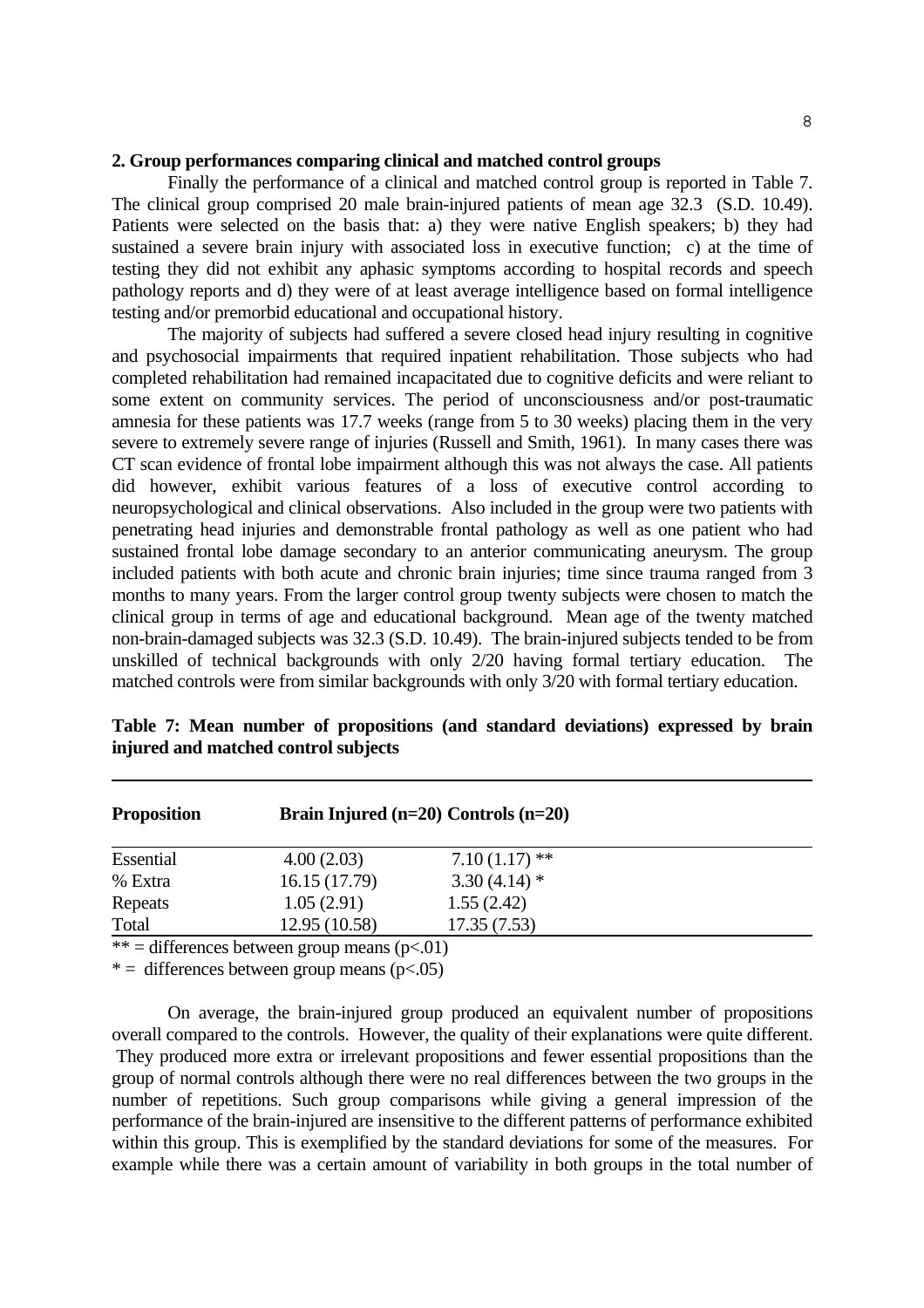**2. Group performances comparing clinical and matched control groups**

Finally the performance of a clinical and matched control group is reported in Table 7. The clinical group comprised 20 male brain-injured patients of mean age 32.3 (S.D. 10.49). Patients were selected on the basis that: a) they were native English speakers; b) they had sustained a severe brain injury with associated loss in executive function; c) at the time of testing they did not exhibit any aphasic symptoms according to hospital records and speech pathology reports and d) they were of at least average intelligence based on formal intelligence testing and/or premorbid educational and occupational history.

The majority of subjects had suffered a severe closed head injury resulting in cognitive and psychosocial impairments that required inpatient rehabilitation. Those subjects who had completed rehabilitation had remained incapacitated due to cognitive deficits and were reliant to some extent on community services. The period of unconsciousness and/or post-traumatic amnesia for these patients was 17.7 weeks (range from 5 to 30 weeks) placing them in the very severe to extremely severe range of injuries (Russell and Smith, 1961). In many cases there was CT scan evidence of frontal lobe impairment although this was not always the case. All patients did however, exhibit various features of a loss of executive control according to neuropsychological and clinical observations. Also included in the group were two patients with penetrating head injuries and demonstrable frontal pathology as well as one patient who had sustained frontal lobe damage secondary to an anterior communicating aneurysm. The group included patients with both acute and chronic brain injuries; time since trauma ranged from 3 months to many years. From the larger control group twenty subjects were chosen to match the clinical group in terms of age and educational background. Mean age of the twenty matched non-brain-damaged subjects was 32.3 (S.D. 10.49). The brain-injured subjects tended to be from unskilled of technical backgrounds with only 2/20 having formal tertiary education. The matched controls were from similar backgrounds with only 3/20 with formal tertiary education.

**Table 7: Mean number of propositions (and standard deviations) expressed by brain injured and matched control subjects**

| Proposition | Brain Injured (n=20) | Controls (n=20) |
|---|---|---|
| Essential | 4.00 (2.03) | 7.10 (1.17) ** |
| % Extra | 16.15 (17.79) | 3.30 (4.14) * |
| Repeats | 1.05 (2.91) | 1.55 (2.42) |
| Total | 12.95 (10.58) | 17.35 (7.53) |

** = differences between group means ($p<.01$)

* = differences between group means ($p<.05$)

On average, the brain-injured group produced an equivalent number of propositions overall compared to the controls. However, the quality of their explanations were quite different. They produced more extra or irrelevant propositions and fewer essential propositions than the group of normal controls although there were no real differences between the two groups in the number of repetitions. Such group comparisons while giving a general impression of the performance of the brain-injured are insensitive to the different patterns of performance exhibited within this group. This is exemplified by the standard deviations for some of the measures. For example while there was a certain amount of variability in both groups in the total number of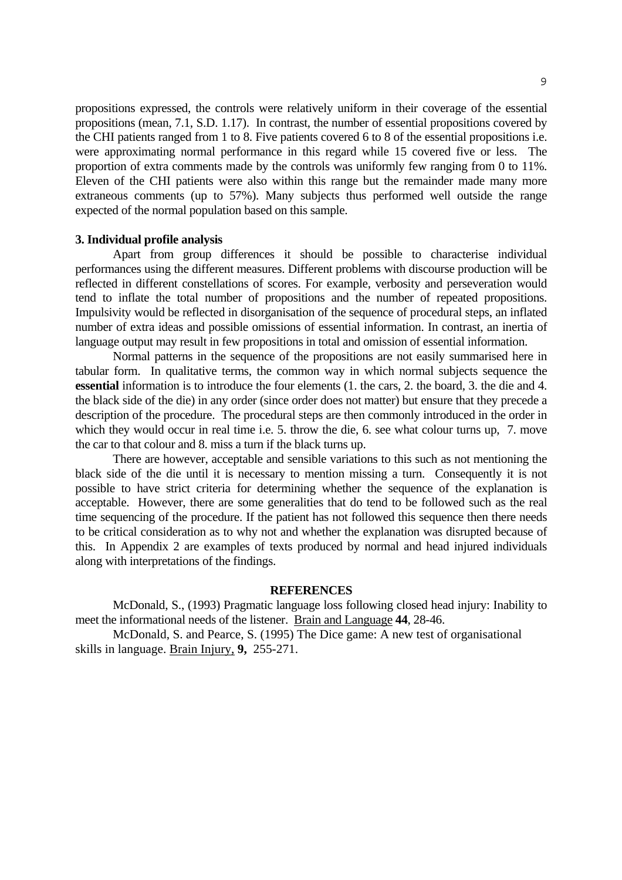propositions expressed, the controls were relatively uniform in their coverage of the essential propositions (mean, 7.1, S.D. 1.17). In contrast, the number of essential propositions covered by the CHI patients ranged from 1 to 8. Five patients covered 6 to 8 of the essential propositions i.e. were approximating normal performance in this regard while 15 covered five or less. The proportion of extra comments made by the controls was uniformly few ranging from 0 to 11%. Eleven of the CHI patients were also within this range but the remainder made many more extraneous comments (up to 57%). Many subjects thus performed well outside the range expected of the normal population based on this sample.

### 3. Individual profile analysis

Apart from group differences it should be possible to characterise individual performances using the different measures. Different problems with discourse production will be reflected in different constellations of scores. For example, verbosity and perseveration would tend to inflate the total number of propositions and the number of repeated propositions. Impulsivity would be reflected in disorganisation of the sequence of procedural steps, an inflated number of extra ideas and possible omissions of essential information. In contrast, an inertia of language output may result in few propositions in total and omission of essential information.

Normal patterns in the sequence of the propositions are not easily summarised here in tabular form. In qualitative terms, the common way in which normal subjects sequence the **essential** information is to introduce the four elements (1. the cars, 2. the board, 3. the die and 4. the black side of the die) in any order (since order does not matter) but ensure that they precede a description of the procedure. The procedural steps are then commonly introduced in the order in which they would occur in real time i.e. 5. throw the die, 6. see what colour turns up, 7. move the car to that colour and 8. miss a turn if the black turns up.

There are however, acceptable and sensible variations to this such as not mentioning the black side of the die until it is necessary to mention missing a turn. Consequently it is not possible to have strict criteria for determining whether the sequence of the explanation is acceptable. However, there are some generalities that do tend to be followed such as the real time sequencing of the procedure. If the patient has not followed this sequence then there needs to be critical consideration as to why not and whether the explanation was disrupted because of this. In Appendix 2 are examples of texts produced by normal and head injured individuals along with interpretations of the findings.

## REFERENCES

McDonald, S., (1993) Pragmatic language loss following closed head injury: Inability to meet the informational needs of the listener. Brain and Language **44**, 28-46.

McDonald, S. and Pearce, S. (1995) The Dice game: A new test of organisational skills in language. Brain Injury, **9,** 255-271.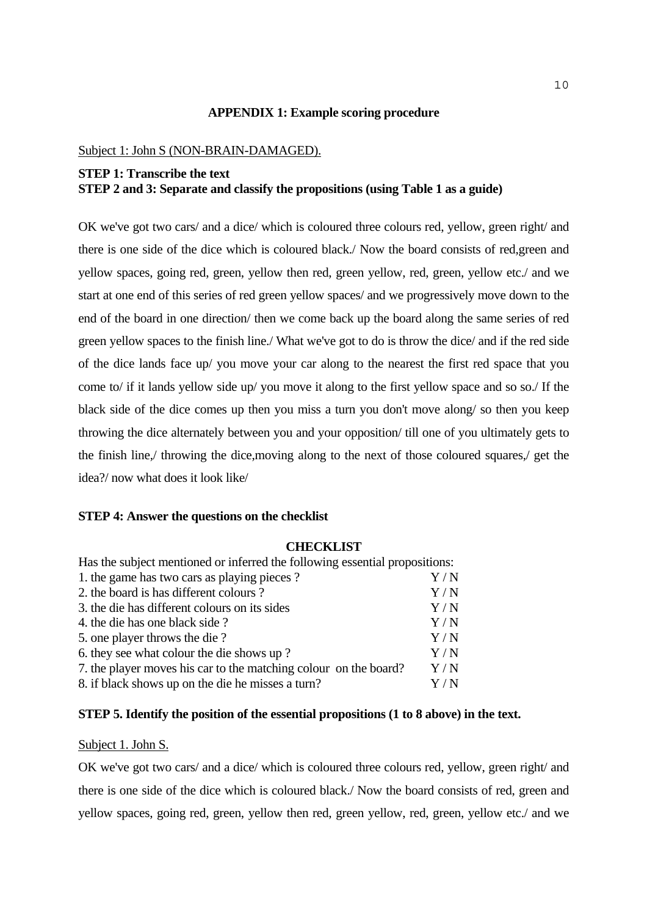## APPENDIX 1: Example scoring procedure

Subject 1: John S (NON-BRAIN-DAMAGED).

**STEP 1: Transcribe the text**
**STEP 2 and 3: Separate and classify the propositions (using Table 1 as a guide)**

OK we've got two cars/ and a dice/ which is coloured three colours red, yellow, green right/ and there is one side of the dice which is coloured black./ Now the board consists of red,green and yellow spaces, going red, green, yellow then red, green yellow, red, green, yellow etc./ and we start at one end of this series of red green yellow spaces/ and we progressively move down to the end of the board in one direction/ then we come back up the board along the same series of red green yellow spaces to the finish line./ What we've got to do is throw the dice/ and if the red side of the dice lands face up/ you move your car along to the nearest the first red space that you come to/ if it lands yellow side up/ you move it along to the first yellow space and so so./ If the black side of the dice comes up then you miss a turn you don't move along/ so then you keep throwing the dice alternately between you and your opposition/ till one of you ultimately gets to the finish line,/ throwing the dice,moving along to the next of those coloured squares,/ get the idea?/ now what does it look like/

**STEP 4: Answer the questions on the checklist**

**CHECKLIST**

Has the subject mentioned or inferred the following essential propositions:

| | |
|---|---|
| 1. the game has two cars as playing pieces ? | Y / N |
| 2. the board is has different colours ? | Y / N |
| 3. the die has different colours on its sides | Y / N |
| 4. the die has one black side ? | Y / N |
| 5. one player throws the die ? | Y / N |
| 6. they see what colour the die shows up ? | Y / N |
| 7. the player moves his car to the matching colour on the board? | Y / N |
| 8. if black shows up on the die he misses a turn? | Y / N |

**STEP 5. Identify the position of the essential propositions (1 to 8 above) in the text.**

Subject 1. John S.

OK we've got two cars/ and a dice/ which is coloured three colours red, yellow, green right/ and there is one side of the dice which is coloured black./ Now the board consists of red, green and yellow spaces, going red, green, yellow then red, green yellow, red, green, yellow etc./ and we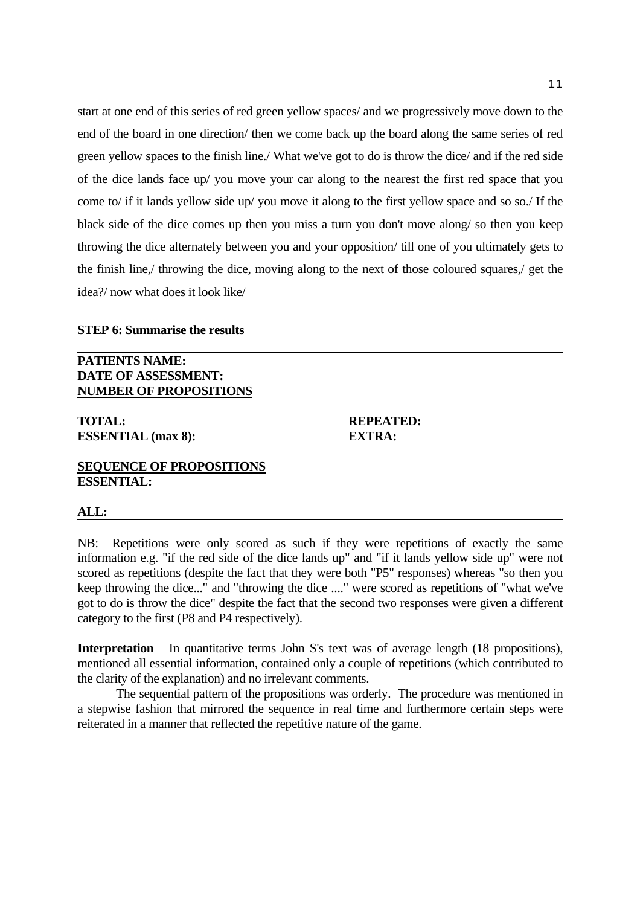start at one end of this series of red green yellow spaces/ and we progressively move down to the end of the board in one direction/ then we come back up the board along the same series of red green yellow spaces to the finish line./ What we've got to do is throw the dice/ and if the red side of the dice lands face up/ you move your car along to the nearest the first red space that you come to/ if it lands yellow side up/ you move it along to the first yellow space and so so./ If the black side of the dice comes up then you miss a turn you don't move along/ so then you keep throwing the dice alternately between you and your opposition/ till one of you ultimately gets to the finish line,/ throwing the dice, moving along to the next of those coloured squares,/ get the idea?/ now what does it look like/

**STEP 6: Summarise the results**

---

**PATIENTS NAME:**
**DATE OF ASSESSMENT:**
**<u>NUMBER OF PROPOSITIONS</u>**

**TOTAL:** **REPEATED:**
**ESSENTIAL (max 8):** **EXTRA:**

**<u>SEQUENCE OF PROPOSITIONS</u>**
**ESSENTIAL:**

**ALL:**

---

NB: Repetitions were only scored as such if they were repetitions of exactly the same information e.g. "if the red side of the dice lands up" and "if it lands yellow side up" were not scored as repetitions (despite the fact that they were both "P5" responses) whereas "so then you keep throwing the dice..." and "throwing the dice ...." were scored as repetitions of "what we've got to do is throw the dice" despite the fact that the second two responses were given a different category to the first (P8 and P4 respectively).

**Interpretation** In quantitative terms John S's text was of average length (18 propositions), mentioned all essential information, contained only a couple of repetitions (which contributed to the clarity of the explanation) and no irrelevant comments.

The sequential pattern of the propositions was orderly. The procedure was mentioned in a stepwise fashion that mirrored the sequence in real time and furthermore certain steps were reiterated in a manner that reflected the repetitive nature of the game.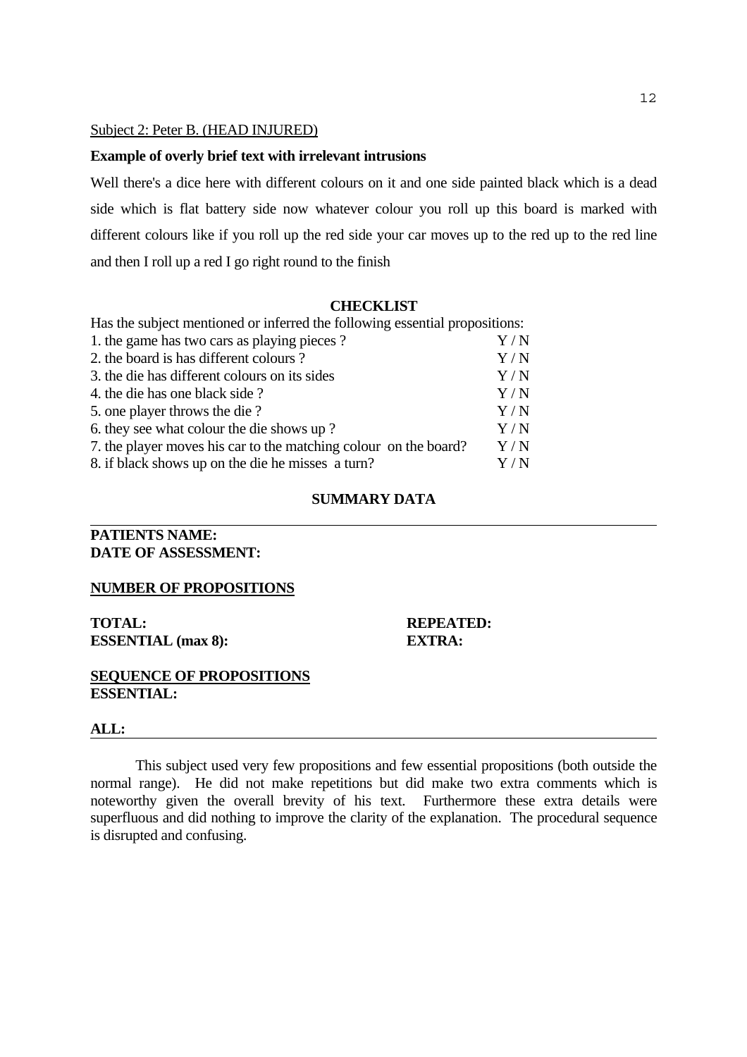Subject 2: Peter B. (HEAD INJURED)

**Example of overly brief text with irrelevant intrusions**

Well there's a dice here with different colours on it and one side painted black which is a dead side which is flat battery side now whatever colour you roll up this board is marked with different colours like if you roll up the red side your car moves up to the red up to the red line and then I roll up a red I go right round to the finish

**CHECKLIST**

Has the subject mentioned or inferred the following essential propositions:

| | |
|---|---|
| 1. the game has two cars as playing pieces ? | Y / N |
| 2. the board is has different colours ? | Y / N |
| 3. the die has different colours on its sides | Y / N |
| 4. the die has one black side ? | Y / N |
| 5. one player throws the die ? | Y / N |
| 6. they see what colour the die shows up ? | Y / N |
| 7. the player moves his car to the matching colour on the board? | Y / N |
| 8. if black shows up on the die he misses a turn? | Y / N |

**SUMMARY DATA**

---

**PATIENTS NAME:**
**DATE OF ASSESSMENT:**

**NUMBER OF PROPOSITIONS**

**TOTAL:** **REPEATED:**
**ESSENTIAL (max 8):** **EXTRA:**

**SEQUENCE OF PROPOSITIONS**
**ESSENTIAL:**

**ALL:**

---

This subject used very few propositions and few essential propositions (both outside the normal range). He did not make repetitions but did make two extra comments which is noteworthy given the overall brevity of his text. Furthermore these extra details were superfluous and did nothing to improve the clarity of the explanation. The procedural sequence is disrupted and confusing.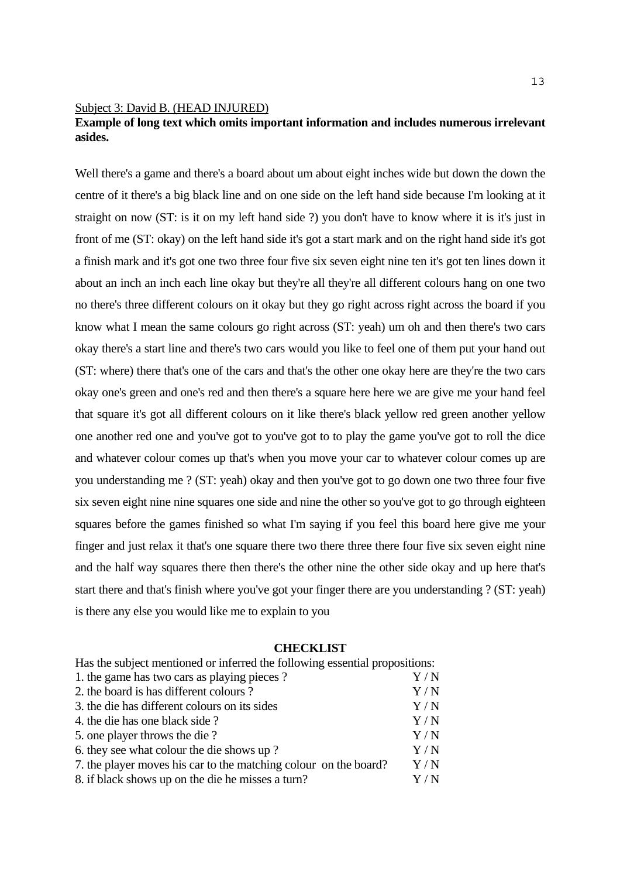<u>Subject 3: David B. (HEAD INJURED)</u>

**Example of long text which omits important information and includes numerous irrelevant asides.**

Well there's a game and there's a board about um about eight inches wide but down the down the centre of it there's a big black line and on one side on the left hand side because I'm looking at it straight on now (ST: is it on my left hand side ?) you don't have to know where it is it's just in front of me (ST: okay) on the left hand side it's got a start mark and on the right hand side it's got a finish mark and it's got one two three four five six seven eight nine ten it's got ten lines down it about an inch an inch each line okay but they're all they're all different colours hang on one two no there's three different colours on it okay but they go right across right across the board if you know what I mean the same colours go right across (ST: yeah) um oh and then there's two cars okay there's a start line and there's two cars would you like to feel one of them put your hand out (ST: where) there that's one of the cars and that's the other one okay here are they're the two cars okay one's green and one's red and then there's a square here here we are give me your hand feel that square it's got all different colours on it like there's black yellow red green another yellow one another red one and you've got to you've got to to play the game you've got to roll the dice and whatever colour comes up that's when you move your car to whatever colour comes up are you understanding me ? (ST: yeah) okay and then you've got to go down one two three four five six seven eight nine nine squares one side and nine the other so you've got to go through eighteen squares before the games finished so what I'm saying if you feel this board here give me your finger and just relax it that's one square there two there three there four five six seven eight nine and the half way squares there then there's the other nine the other side okay and up here that's start there and that's finish where you've got your finger there are you understanding ? (ST: yeah) is there any else you would like me to explain to you

**CHECKLIST**

Has the subject mentioned or inferred the following essential propositions:

| | |
|---|---|
| 1. the game has two cars as playing pieces ? | Y / N |
| 2. the board is has different colours ? | Y / N |
| 3. the die has different colours on its sides | Y / N |
| 4. the die has one black side ? | Y / N |
| 5. one player throws the die ? | Y / N |
| 6. they see what colour the die shows up ? | Y / N |
| 7. the player moves his car to the matching colour on the board? | Y / N |
| 8. if black shows up on the die he misses a turn? | Y / N |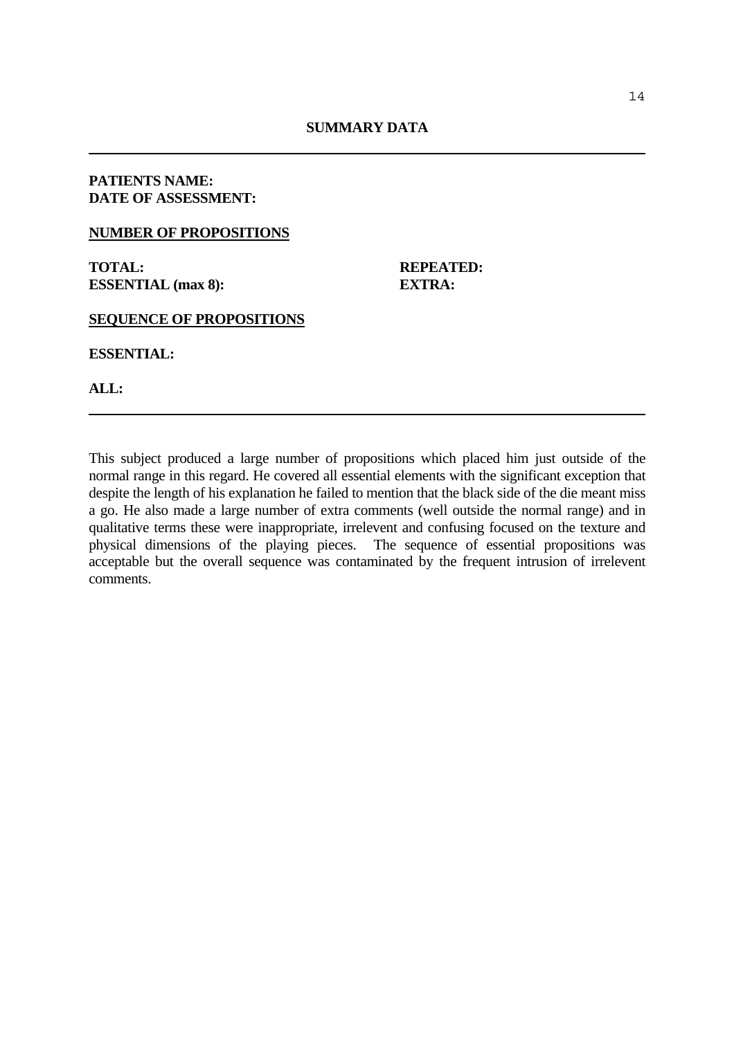## SUMMARY DATA

---

**PATIENTS NAME:**
**DATE OF ASSESSMENT:**

**<u>NUMBER OF PROPOSITIONS</u>**

**TOTAL:** **REPEATED:**
**ESSENTIAL (max 8):** **EXTRA:**

**<u>SEQUENCE OF PROPOSITIONS</u>**

**ESSENTIAL:**

**ALL:**

---

This subject produced a large number of propositions which placed him just outside of the normal range in this regard. He covered all essential elements with the significant exception that despite the length of his explanation he failed to mention that the black side of the die meant miss a go. He also made a large number of extra comments (well outside the normal range) and in qualitative terms these were inappropriate, irrelevent and confusing focused on the texture and physical dimensions of the playing pieces. The sequence of essential propositions was acceptable but the overall sequence was contaminated by the frequent intrusion of irrelevent comments.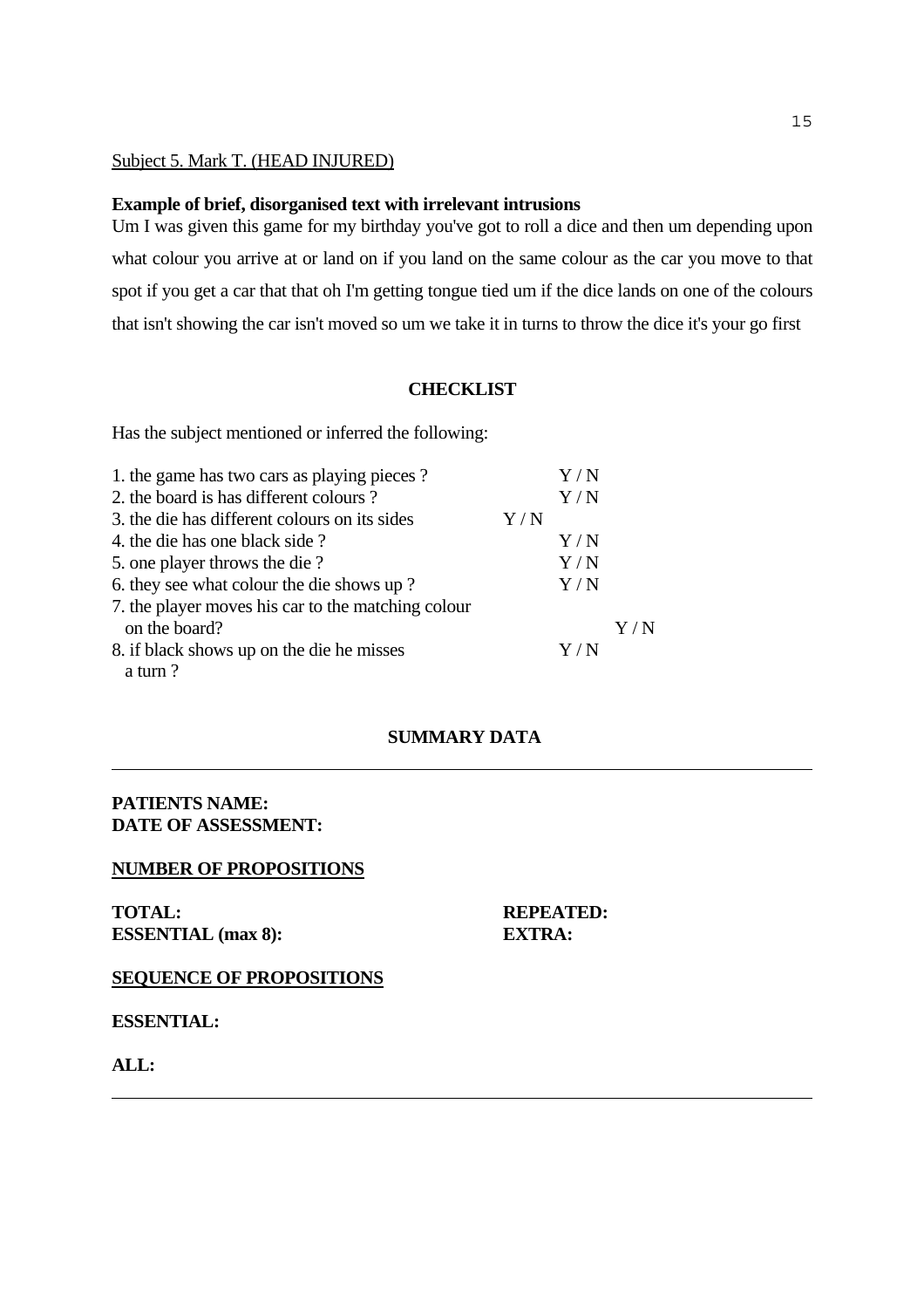Subject 5. Mark T. (HEAD INJURED)

**Example of brief, disorganised text with irrelevant intrusions**

Um I was given this game for my birthday you've got to roll a dice and then um depending upon what colour you arrive at or land on if you land on the same colour as the car you move to that spot if you get a car that that oh I'm getting tongue tied um if the dice lands on one of the colours that isn't showing the car isn't moved so um we take it in turns to throw the dice it's your go first

**CHECKLIST**

Has the subject mentioned or inferred the following:

1. the game has two cars as playing pieces ? Y / N
2. the board is has different colours ? Y / N
3. the die has different colours on its sides Y / N
4. the die has one black side ? Y / N
5. one player throws the die ? Y / N
6. they see what colour the die shows up ? Y / N
7. the player moves his car to the matching colour on the board? Y / N
8. if black shows up on the die he misses a turn ? Y / N

**SUMMARY DATA**

---

**PATIENTS NAME:**
**DATE OF ASSESSMENT:**

**NUMBER OF PROPOSITIONS**

**TOTAL:** **REPEATED:**
**ESSENTIAL (max 8):** **EXTRA:**

**SEQUENCE OF PROPOSITIONS**

**ESSENTIAL:**

**ALL:**

---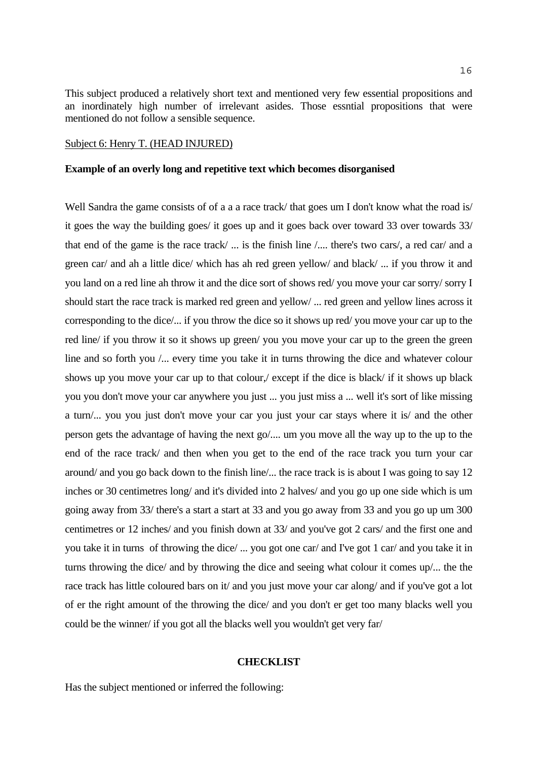This subject produced a relatively short text and mentioned very few essential propositions and an inordinately high number of irrelevant asides. Those essntial propositions that were mentioned do not follow a sensible sequence.

Subject 6: Henry T. (HEAD INJURED)

**Example of an overly long and repetitive text which becomes disorganised**

Well Sandra the game consists of of a a a race track/ that goes um I don't know what the road is/ it goes the way the building goes/ it goes up and it goes back over toward 33 over towards 33/ that end of the game is the race track/ ... is the finish line /.... there's two cars/, a red car/ and a green car/ and ah a little dice/ which has ah red green yellow/ and black/ ... if you throw it and you land on a red line ah throw it and the dice sort of shows red/ you move your car sorry/ sorry I should start the race track is marked red green and yellow/ ... red green and yellow lines across it corresponding to the dice/... if you throw the dice so it shows up red/ you move your car up to the red line/ if you throw it so it shows up green/ you you move your car up to the green the green line and so forth you /... every time you take it in turns throwing the dice and whatever colour shows up you move your car up to that colour,/ except if the dice is black/ if it shows up black you you don't move your car anywhere you just ... you just miss a ... well it's sort of like missing a turn/... you you just don't move your car you just your car stays where it is/ and the other person gets the advantage of having the next go/.... um you move all the way up to the up to the end of the race track/ and then when you get to the end of the race track you turn your car around/ and you go back down to the finish line/... the race track is is about I was going to say 12 inches or 30 centimetres long/ and it's divided into 2 halves/ and you go up one side which is um going away from 33/ there's a start a start at 33 and you go away from 33 and you go up um 300 centimetres or 12 inches/ and you finish down at 33/ and you've got 2 cars/ and the first one and you take it in turns of throwing the dice/ ... you got one car/ and I've got 1 car/ and you take it in turns throwing the dice/ and by throwing the dice and seeing what colour it comes up/... the the race track has little coloured bars on it/ and you just move your car along/ and if you've got a lot of er the right amount of the throwing the dice/ and you don't er get too many blacks well you could be the winner/ if you got all the blacks well you wouldn't get very far/

**CHECKLIST**

Has the subject mentioned or inferred the following: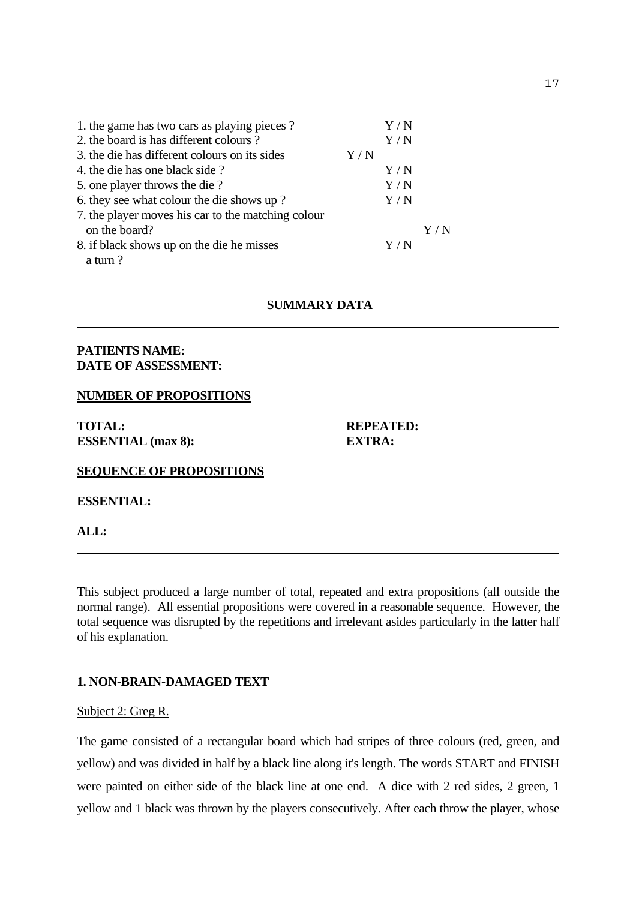1. the game has two cars as playing pieces ? Y / N
2. the board is has different colours ? Y / N
3. the die has different colours on its sides Y / N
4. the die has one black side ? Y / N
5. one player throws the die ? Y / N
6. they see what colour the die shows up ? Y / N
7. the player moves his car to the matching colour on the board? Y / N
8. if black shows up on the die he misses a turn ? Y / N

**SUMMARY DATA**

---

**PATIENTS NAME:**
**DATE OF ASSESSMENT:**

**<u>NUMBER OF PROPOSITIONS</u>**

**TOTAL:** **REPEATED:**
**ESSENTIAL (max 8):** **EXTRA:**

**<u>SEQUENCE OF PROPOSITIONS</u>**

**ESSENTIAL:**

**ALL:**

---

This subject produced a large number of total, repeated and extra propositions (all outside the normal range). All essential propositions were covered in a reasonable sequence. However, the total sequence was disrupted by the repetitions and irrelevant asides particularly in the latter half of his explanation.

**1. NON-BRAIN-DAMAGED TEXT**

<u>Subject 2: Greg R.</u>

The game consisted of a rectangular board which had stripes of three colours (red, green, and yellow) and was divided in half by a black line along it's length. The words START and FINISH were painted on either side of the black line at one end. A dice with 2 red sides, 2 green, 1 yellow and 1 black was thrown by the players consecutively. After each throw the player, whose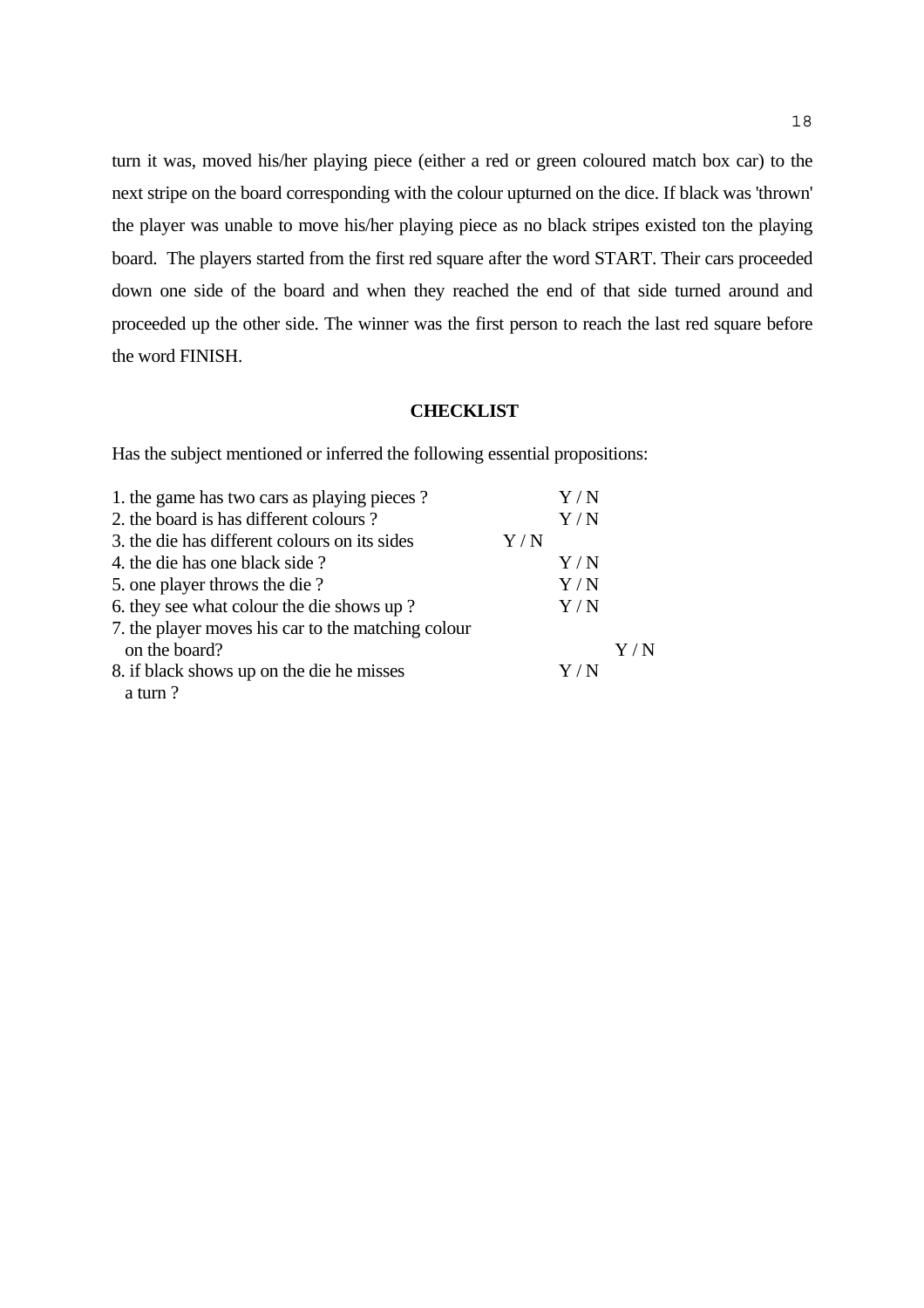turn it was, moved his/her playing piece (either a red or green coloured match box car) to the next stripe on the board corresponding with the colour upturned on the dice. If black was 'thrown' the player was unable to move his/her playing piece as no black stripes existed ton the playing board. The players started from the first red square after the word START. Their cars proceeded down one side of the board and when they reached the end of that side turned around and proceeded up the other side. The winner was the first person to reach the last red square before the word FINISH.

## CHECKLIST

Has the subject mentioned or inferred the following essential propositions:

1. the game has two cars as playing pieces ? Y / N
2. the board is has different colours ? Y / N
3. the die has different colours on its sides Y / N
4. the die has one black side ? Y / N
5. one player throws the die ? Y / N
6. they see what colour the die shows up ? Y / N
7. the player moves his car to the matching colour on the board? Y / N
8. if black shows up on the die he misses a turn ? Y / N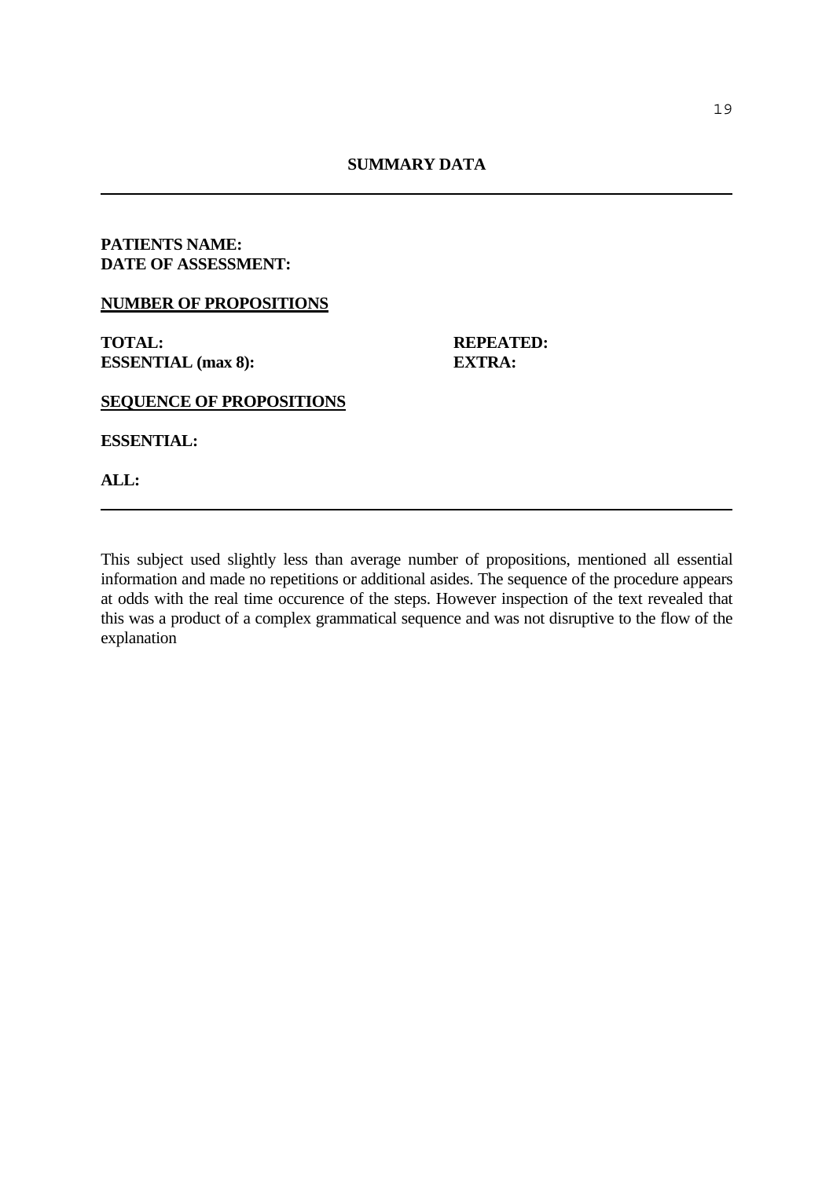## SUMMARY DATA

---

**PATIENTS NAME:**
**DATE OF ASSESSMENT:**

**NUMBER OF PROPOSITIONS**

**TOTAL:** **REPEATED:**
**ESSENTIAL (max 8):** **EXTRA:**

**SEQUENCE OF PROPOSITIONS**

**ESSENTIAL:**

**ALL:**

---

This subject used slightly less than average number of propositions, mentioned all essential information and made no repetitions or additional asides. The sequence of the procedure appears at odds with the real time occurence of the steps. However inspection of the text revealed that this was a product of a complex grammatical sequence and was not disruptive to the flow of the explanation